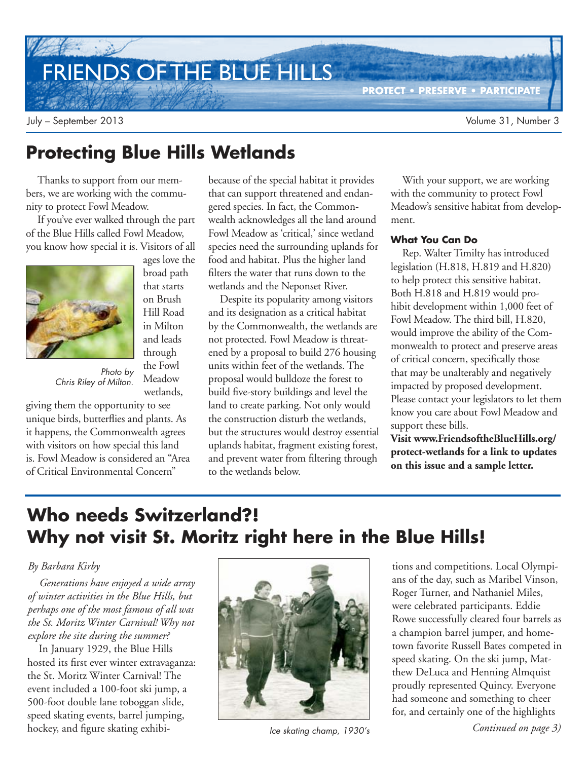# FRIENDS OF THE BLUE HILLS

**PROTECT • PRESERVE • PARTICIPATE**

July – September 2013

## Protecting Blue Hills Wetlands

Thanks to support from our members, we are working with the community to protect Fowl Meadow.

If you've ever walked through the part of the Blue Hills called Fowl Meadow, you know how special it is. Visitors of all ages love the broad path that starts on Brush Hill Road in Milton and leads through the Fowl Meadow wetlands, giving them the opportunity to see unique birds, butterflies and plants. As it happens, the Commonwealth agrees with visitors on how special this land is. Fowl Meadow is considered an "Area of Critical Environmental Concern" because of the special habitat it provides that can support threatened and endangered species. In fact, the Commonwealth acknowledges all the land around Fowl Meadow as 'critical,' since wetland species need the surrounding uplands for food and habitat. Plus the higher land filters the water that runs down to the wetlands and the Neponset River.

*Photo by Chris Riley of Milton.*

Despite its popularity among visitors and its designation as a critical habitat by the Commonwealth, the wetlands are not protected. Fowl Meadow is threatened by a proposal to build 276 housing units within feet of the wetlands. The proposal would bulldoze the forest to build five-story buildings and level the land to create parking. Not only would the construction disturb the wetlands, but the structures would destroy essential uplands habitat, fragment existing forest, and prevent water from filtering through to the wetlands below.

With your support, we are working with the community to protect Fowl Meadow's sensitive habitat from development.

### What You Can Do

Rep. Walter Timilty has introduced legislation (H.818, H.819 and H.820) to help protect this sensitive habitat. Both H.818 and H.819 would prohibit development within 1,000 feet of Fowl Meadow. The third bill, H.820, would improve the ability of the Commonwealth to protect and preserve areas of critical concern, specifically those that may be unalterably and negatively impacted by proposed development. Please contact your legislators to let them know you care about Fowl Meadow and support these bills.

**Visit www.FriendsoftheBlueHills.org/protect-wetlands for a link to updates on this issue and a sample letter.**

## Who needs Switzerland?! Why not visit St. Moritz right here in the Blue Hills!

*By Barbara Kirby*

*Generations have enjoyed a wide array of winter activities in the Blue Hills, but perhaps one of the most famous of all was the St. Moritz Winter Carnival! Why not explore the site during the summer?*

In January 1929, the Blue Hills hosted its first ever winter extravaganza: the St. Moritz Winter Carnival! The event included a 100-foot ski jump, a 500-foot double lane toboggan slide, speed skating events, barrel jumping, hockey, and figure skating exhibitions and competitions. Local Olympians of the day, such as Maribel Vinson, Roger Turner, and Nathaniel Miles, were celebrated participants. Eddie Rowe successfully cleared four barrels as a champion barrel jumper, and hometown favorite Russell Bates competed in speed skating. On the ski jump, Matthew DeLuca and Henning Almquist proudly represented Quincy. Everyone had someone and something to cheer for, and certainly one of the highlights

*Ice skating champ, 1930's*

*Continued on page 3)*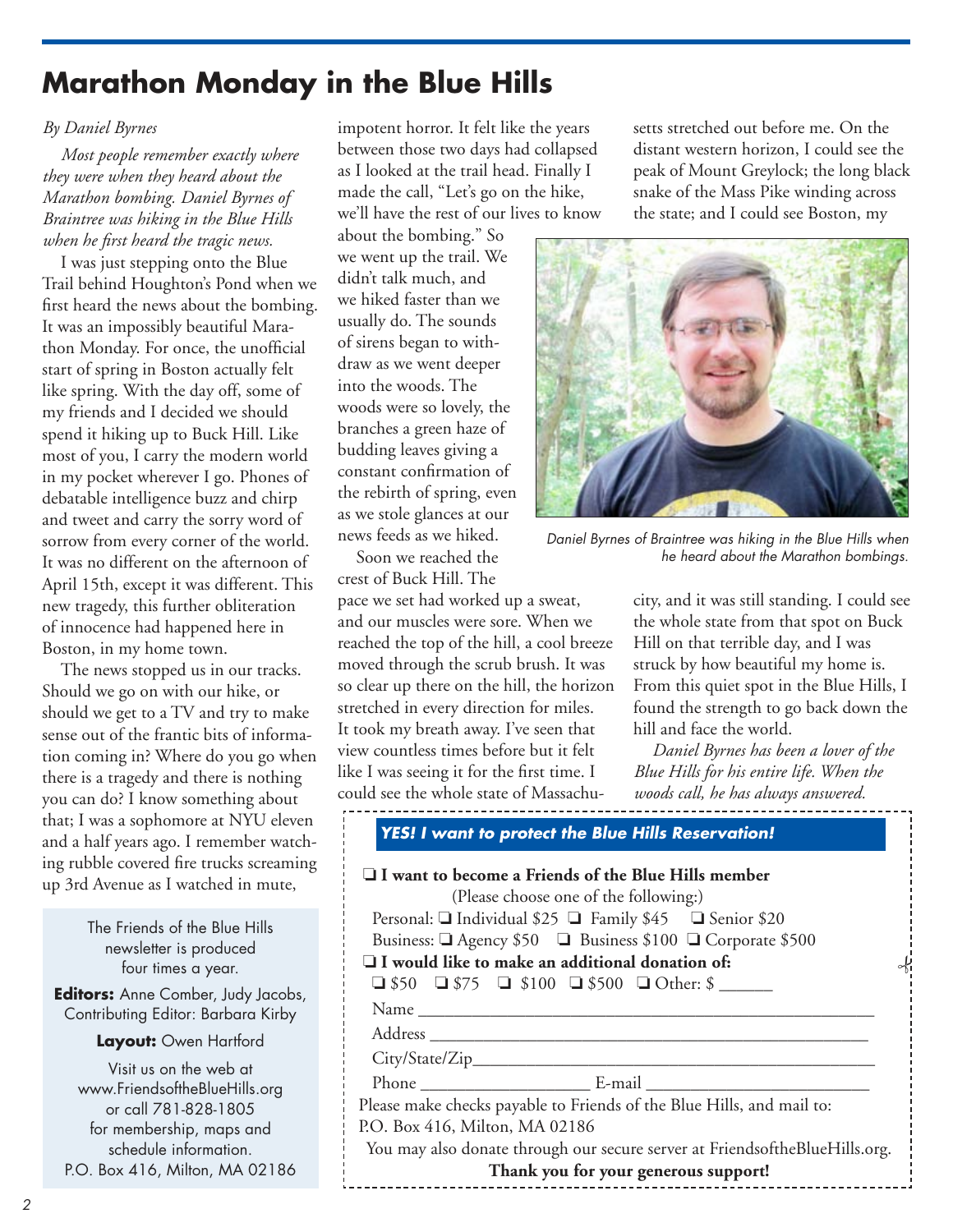# Marathon Monday in the Blue Hills

*By Daniel Byrnes*

*Most people remember exactly where they were when they heard about the Marathon bombing. Daniel Byrnes of Braintree was hiking in the Blue Hills when he first heard the tragic news.*

I was just stepping onto the Blue Trail behind Houghton's Pond when we first heard the news about the bombing. It was an impossibly beautiful Marathon Monday. For once, the unofficial start of spring in Boston actually felt like spring. With the day off, some of my friends and I decided we should spend it hiking up to Buck Hill. Like most of you, I carry the modern world in my pocket wherever I go. Phones of debatable intelligence buzz and chirp and tweet and carry the sorry word of sorrow from every corner of the world. It was no different on the afternoon of April 15th, except it was different. This new tragedy, this further obliteration of innocence had happened here in Boston, in my home town.

The news stopped us in our tracks. Should we go on with our hike, or should we get to a TV and try to make sense out of the frantic bits of information coming in? Where do you go when there is a tragedy and there is nothing you can do? I know something about that; I was a sophomore at NYU eleven and a half years ago. I remember watching rubble covered fire trucks screaming up 3rd Avenue as I watched in mute, impotent horror. It felt like the years between those two days had collapsed as I looked at the trail head. Finally I made the call, "Let's go on the hike, we'll have the rest of our lives to know about the bombing." So we went up the trail. We didn't talk much, and we hiked faster than we usually do. The sounds of sirens began to withdraw as we went deeper into the woods. The woods were so lovely, the branches a green haze of budding leaves giving a constant confirmation of the rebirth of spring, even as we stole glances at our news feeds as we hiked.

Soon we reached the crest of Buck Hill. The pace we set had worked up a sweat, and our muscles were sore. When we reached the top of the hill, a cool breeze moved through the scrub brush. It was so clear up there on the hill, the horizon stretched in every direction for miles. It took my breath away. I've seen that view countless times before but it felt like I was seeing it for the first time. I could see the whole state of Massachusetts stretched out before me. On the distant western horizon, I could see the peak of Mount Greylock; the long black snake of the Mass Pike winding across the state; and I could see Boston, my city, and it was still standing. I could see the whole state from that spot on Buck Hill on that terrible day, and I was struck by how beautiful my home is. From this quiet spot in the Blue Hills, I found the strength to go back down the hill and face the world.

*Daniel Byrnes has been a lover of the Blue Hills for his entire life. When the woods call, he has always answered.*

*Daniel Byrnes of Braintree was hiking in the Blue Hills when he heard about the Marathon bombings.*

The Friends of the Blue Hills newsletter is produced four times a year.

**Editors:** Anne Comber, Judy Jacobs, Contributing Editor: Barbara Kirby

**Layout:** Owen Hartford

Visit us on the web at www.FriendsoftheBlueHills.org or call 781-828-1805 for membership, maps and schedule information.
P.O. Box 416, Milton, MA 02186

---

***YES! I want to protect the Blue Hills Reservation!***

❑ **I want to become a Friends of the Blue Hills member**
(Please choose one of the following:)
Personal: ❑ Individual $25 ❑ Family $45 ❑ Senior $20
Business: ❑ Agency $50 ❑ Business $100 ❑ Corporate $500

❑ **I would like to make an additional donation of:**
❑ $50 ❑ $75 ❑ $100 ❑ $500 ❑ Other: $ ______

Name ____________________________________________

Address __________________________________________

City/State/Zip______________________________________

Phone ___________________ E-mail _________________________

Please make checks payable to Friends of the Blue Hills, and mail to:
P.O. Box 416, Milton, MA 02186

You may also donate through our secure server at FriendsoftheBlueHills.org.

**Thank you for your generous support!**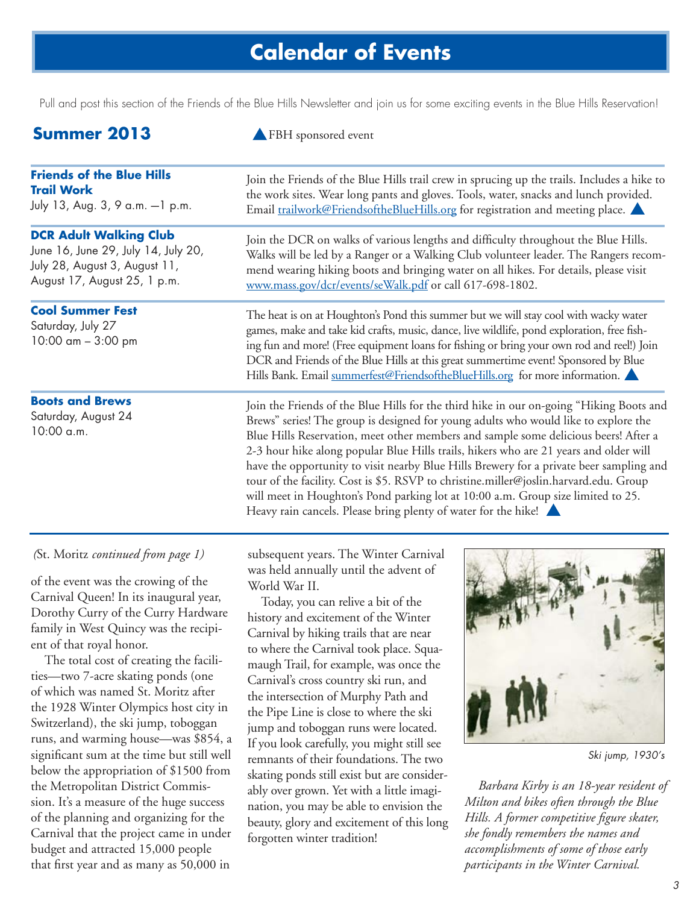# Calendar of Events

Pull and post this section of the Friends of the Blue Hills Newsletter and join us for some exciting events in the Blue Hills Reservation!

## Summer 2013

▲ FBH sponsored event

| Event | Description |
|---|---|
| **Friends of the Blue Hills Trail Work**<br>July 13, Aug. 3, 9 a.m. —1 p.m. | Join the Friends of the Blue Hills trail crew in sprucing up the trails. Includes a hike to the work sites. Wear long pants and gloves. Tools, water, snacks and lunch provided. Email trailwork@FriendsoftheBlueHills.org for registration and meeting place. ▲ |
| **DCR Adult Walking Club**<br>June 16, June 29, July 14, July 20, July 28, August 3, August 11, August 17, August 25, 1 p.m. | Join the DCR on walks of various lengths and difficulty throughout the Blue Hills. Walks will be led by a Ranger or a Walking Club volunteer leader. The Rangers recommend wearing hiking boots and bringing water on all hikes. For details, please visit www.mass.gov/dcr/events/seWalk.pdf or call 617-698-1802. |
| **Cool Summer Fest**<br>Saturday, July 27<br>10:00 am – 3:00 pm | The heat is on at Houghton's Pond this summer but we will stay cool with wacky water games, make and take kid crafts, music, dance, live wildlife, pond exploration, free fishing fun and more! (Free equipment loans for fishing or bring your own rod and reel!) Join DCR and Friends of the Blue Hills at this great summertime event! Sponsored by Blue Hills Bank. Email summerfest@FriendsoftheBlueHills.org for more information. ▲ |
| **Boots and Brews**<br>Saturday, August 24<br>10:00 a.m. | Join the Friends of the Blue Hills for the third hike in our on-going "Hiking Boots and Brews" series! The group is designed for young adults who would like to explore the Blue Hills Reservation, meet other members and sample some delicious beers! After a 2-3 hour hike along popular Blue Hills trails, hikers who are 21 years and older will have the opportunity to visit nearby Blue Hills Brewery for a private beer sampling and tour of the facility. Cost is $5. RSVP to christine.miller@joslin.harvard.edu. Group will meet in Houghton's Pond parking lot at 10:00 a.m. Group size limited to 25. Heavy rain cancels. Please bring plenty of water for the hike! ▲ |

(St. Moritz *continued from page 1)*

of the event was the crowing of the Carnival Queen! In its inaugural year, Dorothy Curry of the Curry Hardware family in West Quincy was the recipient of that royal honor.

The total cost of creating the facilities—two 7-acre skating ponds (one of which was named St. Moritz after the 1928 Winter Olympics host city in Switzerland), the ski jump, toboggan runs, and warming house—was $854, a significant sum at the time but still well below the appropriation of $1500 from the Metropolitan District Commission. It's a measure of the huge success of the planning and organizing for the Carnival that the project came in under budget and attracted 15,000 people that first year and as many as 50,000 in subsequent years. The Winter Carnival was held annually until the advent of World War II.

Today, you can relive a bit of the history and excitement of the Winter Carnival by hiking trails that are near to where the Carnival took place. Squamaugh Trail, for example, was once the Carnival's cross country ski run, and the intersection of Murphy Path and the Pipe Line is close to where the ski jump and toboggan runs were located. If you look carefully, you might still see remnants of their foundations. The two skating ponds still exist but are considerably over grown. Yet with a little imagination, you may be able to envision the beauty, glory and excitement of this long forgotten winter tradition!

*Ski jump, 1930's*

*Barbara Kirby is an 18-year resident of Milton and bikes often through the Blue Hills. A former competitive figure skater, she fondly remembers the names and accomplishments of some of those early participants in the Winter Carnival.*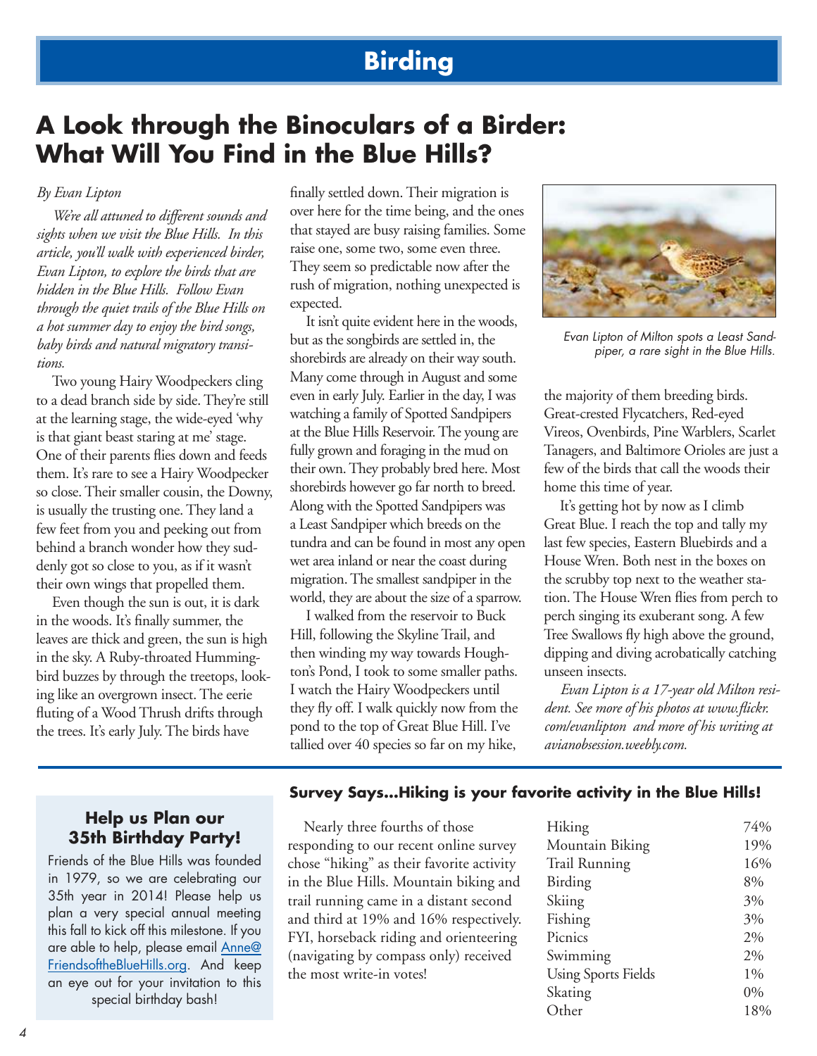# Birding

## A Look through the Binoculars of a Birder: What Will You Find in the Blue Hills?

*By Evan Lipton*

*We're all attuned to different sounds and sights when we visit the Blue Hills. In this article, you'll walk with experienced birder, Evan Lipton, to explore the birds that are hidden in the Blue Hills. Follow Evan through the quiet trails of the Blue Hills on a hot summer day to enjoy the bird songs, baby birds and natural migratory transitions.*

Two young Hairy Woodpeckers cling to a dead branch side by side. They're still at the learning stage, the wide-eyed 'why is that giant beast staring at me' stage. One of their parents flies down and feeds them. It's rare to see a Hairy Woodpecker so close. Their smaller cousin, the Downy, is usually the trusting one. They land a few feet from you and peeking out from behind a branch wonder how they suddenly got so close to you, as if it wasn't their own wings that propelled them.

Even though the sun is out, it is dark in the woods. It's finally summer, the leaves are thick and green, the sun is high in the sky. A Ruby-throated Hummingbird buzzes by through the treetops, looking like an overgrown insect. The eerie fluting of a Wood Thrush drifts through the trees. It's early July. The birds have finally settled down. Their migration is over here for the time being, and the ones that stayed are busy raising families. Some raise one, some two, some even three. They seem so predictable now after the rush of migration, nothing unexpected is expected.

It isn't quite evident here in the woods, but as the songbirds are settled in, the shorebirds are already on their way south. Many come through in August and some even in early July. Earlier in the day, I was watching a family of Spotted Sandpipers at the Blue Hills Reservoir. The young are fully grown and foraging in the mud on their own. They probably bred here. Most shorebirds however go far north to breed. Along with the Spotted Sandpipers was a Least Sandpiper which breeds on the tundra and can be found in most any open wet area inland or near the coast during migration. The smallest sandpiper in the world, they are about the size of a sparrow.

I walked from the reservoir to Buck Hill, following the Skyline Trail, and then winding my way towards Houghton's Pond, I took to some smaller paths. I watch the Hairy Woodpeckers until they fly off. I walk quickly now from the pond to the top of Great Blue Hill. I've tallied over 40 species so far on my hike, the majority of them breeding birds. Great-crested Flycatchers, Red-eyed Vireos, Ovenbirds, Pine Warblers, Scarlet Tanagers, and Baltimore Orioles are just a few of the birds that call the woods their home this time of year.

*Evan Lipton of Milton spots a Least Sandpiper, a rare sight in the Blue Hills.*

It's getting hot by now as I climb Great Blue. I reach the top and tally my last few species, Eastern Bluebirds and a House Wren. Both nest in the boxes on the scrubby top next to the weather station. The House Wren flies from perch to perch singing its exuberant song. A few Tree Swallows fly high above the ground, dipping and diving acrobatically catching unseen insects.

*Evan Lipton is a 17-year old Milton resident. See more of his photos at www.flickr.com/evanlipton and more of his writing at avianobsession.weebly.com.*

---

### Help us Plan our 35th Birthday Party!

Friends of the Blue Hills was founded in 1979, so we are celebrating our 35th year in 2014! Please help us plan a very special annual meeting this fall to kick off this milestone. If you are able to help, please email Anne@FriendsoftheBlueHills.org. And keep an eye out for your invitation to this special birthday bash!

---

### Survey Says…Hiking is your favorite activity in the Blue Hills!

Nearly three fourths of those responding to our recent online survey chose "hiking" as their favorite activity in the Blue Hills. Mountain biking and trail running came in a distant second and third at 19% and 16% respectively. FYI, horseback riding and orienteering (navigating by compass only) received the most write-in votes!

| Activity | Percent |
|---|---|
| Hiking | 74% |
| Mountain Biking | 19% |
| Trail Running | 16% |
| Birding | 8% |
| Skiing | 3% |
| Fishing | 3% |
| Picnics | 2% |
| Swimming | 2% |
| Using Sports Fields | 1% |
| Skating | 0% |
| Other | 18% |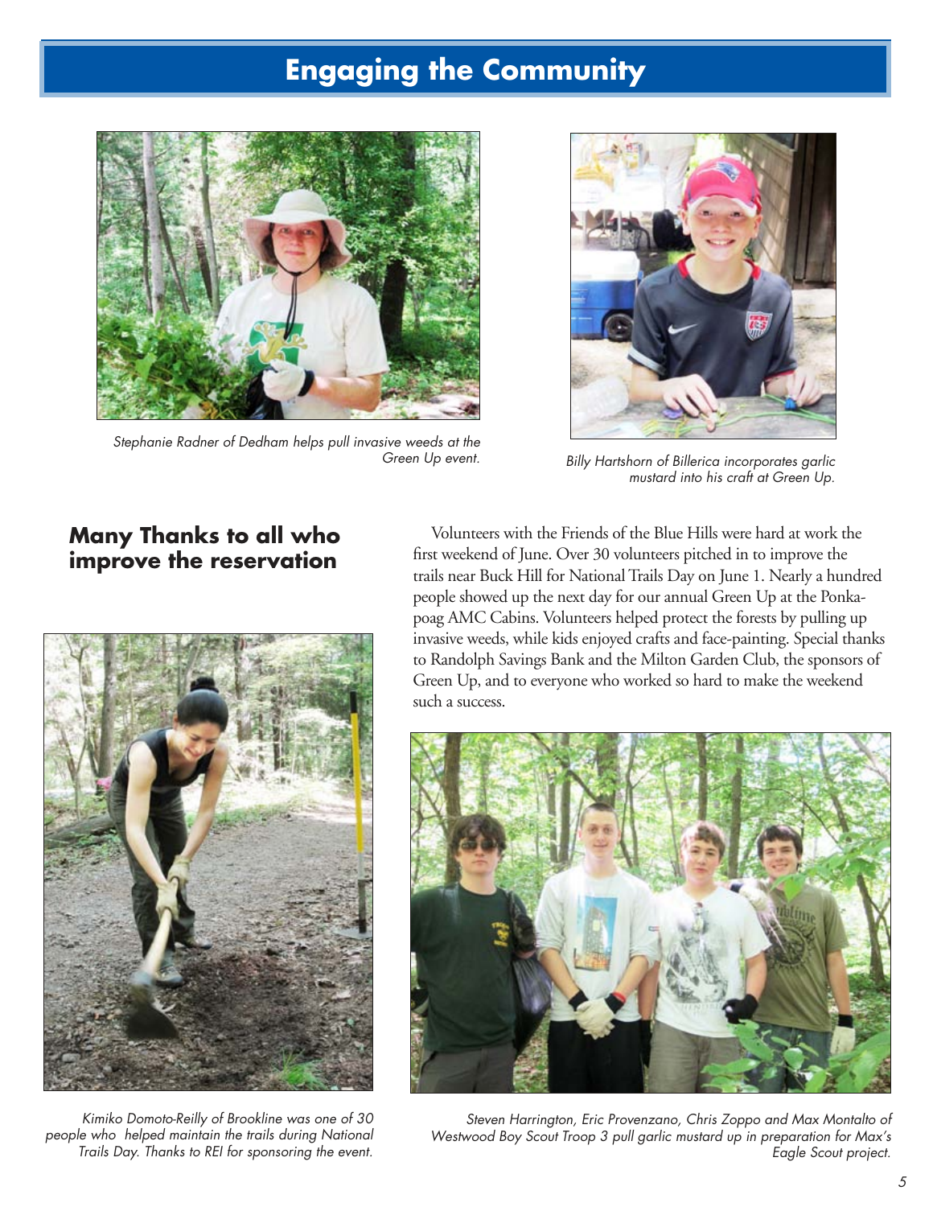# Engaging the Community

*Stephanie Radner of Dedham helps pull invasive weeds at the Green Up event.*

*Billy Hartshorn of Billerica incorporates garlic mustard into his craft at Green Up.*

## Many Thanks to all who improve the reservation

Volunteers with the Friends of the Blue Hills were hard at work the first weekend of June. Over 30 volunteers pitched in to improve the trails near Buck Hill for National Trails Day on June 1. Nearly a hundred people showed up the next day for our annual Green Up at the Ponkapoag AMC Cabins. Volunteers helped protect the forests by pulling up invasive weeds, while kids enjoyed crafts and face-painting. Special thanks to Randolph Savings Bank and the Milton Garden Club, the sponsors of Green Up, and to everyone who worked so hard to make the weekend such a success.

*Kimiko Domoto-Reilly of Brookline was one of 30 people who helped maintain the trails during National Trails Day. Thanks to REI for sponsoring the event.*

*Steven Harrington, Eric Provenzano, Chris Zoppo and Max Montalto of Westwood Boy Scout Troop 3 pull garlic mustard up in preparation for Max's Eagle Scout project.*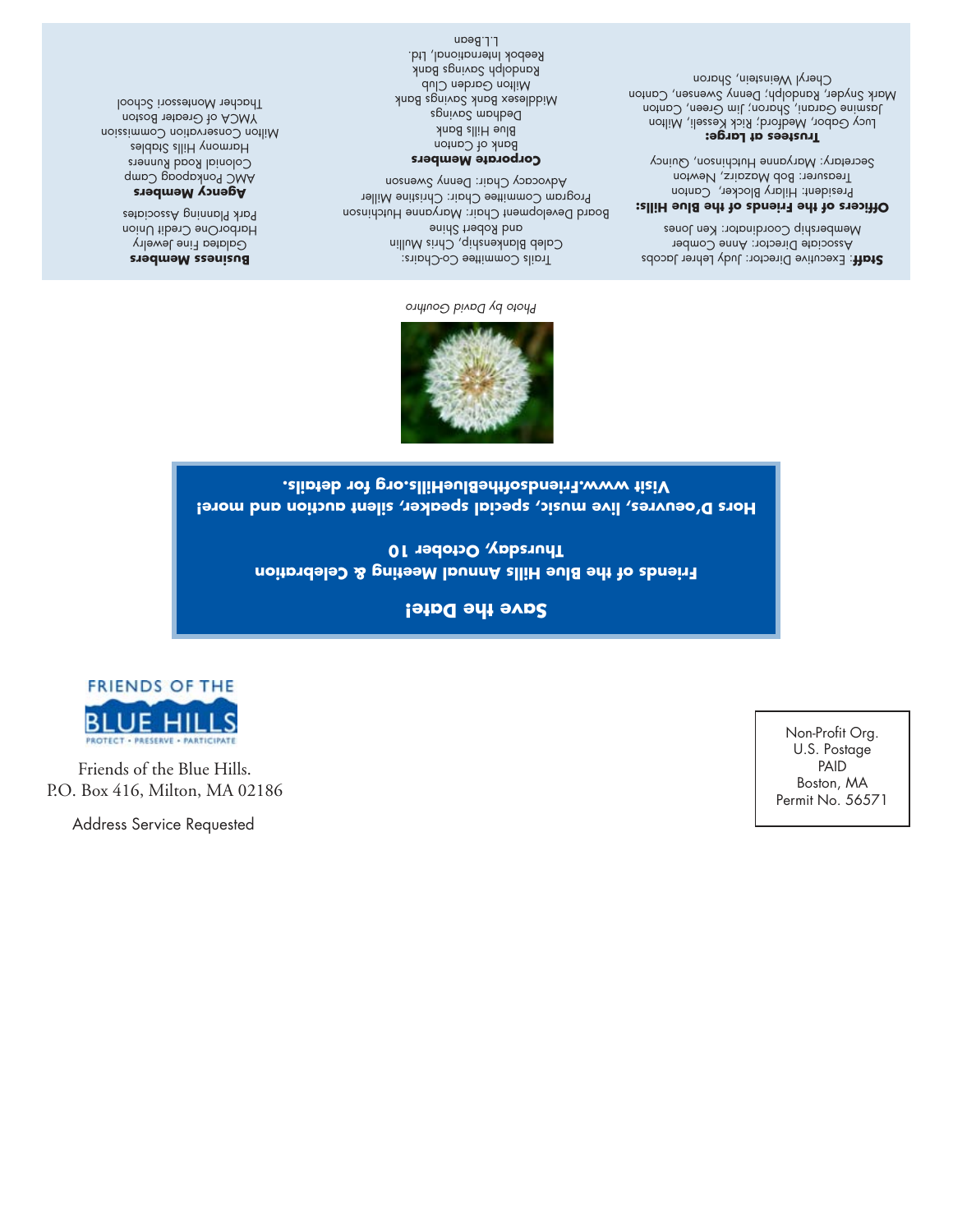**Staff**: Executive Director: Judy Lehrer Jacobs
Associate Director: Anne Comber
Membership Coordinator: Ken Jones

**Officers of the Friends of the Blue Hills:**
President: Hilary Blocker, Canton
Treasurer: Bob Mazairz, Newton
Secretary: Maryanne Hutchinson, Quincy

**Trustees at Large:**
Lucy Gabor, Medford; Rick Kesseli, Milton
Jasmine Garani, Sharon; Jim Green, Canton
Mark Snyder, Randolph; Denny Swensen, Canton
Cheryl Weinstein, Sharon

Trails Committee Co-Chairs:
Caleb Blankenship, Chris Mullin
and Robert Shine
Board Development Chair: Maryanne Hutchinson
Program Committee Chair: Christine Miller
Advocacy Chair: Denny Swenson

**Corporate Members**
Bank of Canton
Blue Hills Bank
Dedham Savings
Middlesex Bank Savings Bank
Milton Garden Club
Randolph Savings Bank
Reebok International, Ltd.
L.L.Bean

**Business Members**
Galatea Fine Jewelry
HarborOne Credit Union
Park Planning Associates

**Agency Members**
AMC Ponkapoag Camp
Colonial Road Runners
Harmony Hills Stables
Milton Conservation Commission
YMCA of Greater Boston
Thacher Montessori School

*Photo by David Goulfro*

**Save the Date!**

**Friends of the Blue Hills Annual Meeting & Celebration**

**Thursday, October 10**

**Hors D'oeuvres, live music, special speaker, silent auction and more!**
**Visit www.FriendsoftheBlueHills.org for details.**

FRIENDS OF THE BLUE HILLS
PROTECT • PRESERVE • PARTICIPATE

Friends of the Blue Hills.
P.O. Box 416, Milton, MA 02186

Address Service Requested

Non-Profit Org.
U.S. Postage
PAID
Boston, MA
Permit No. 56571